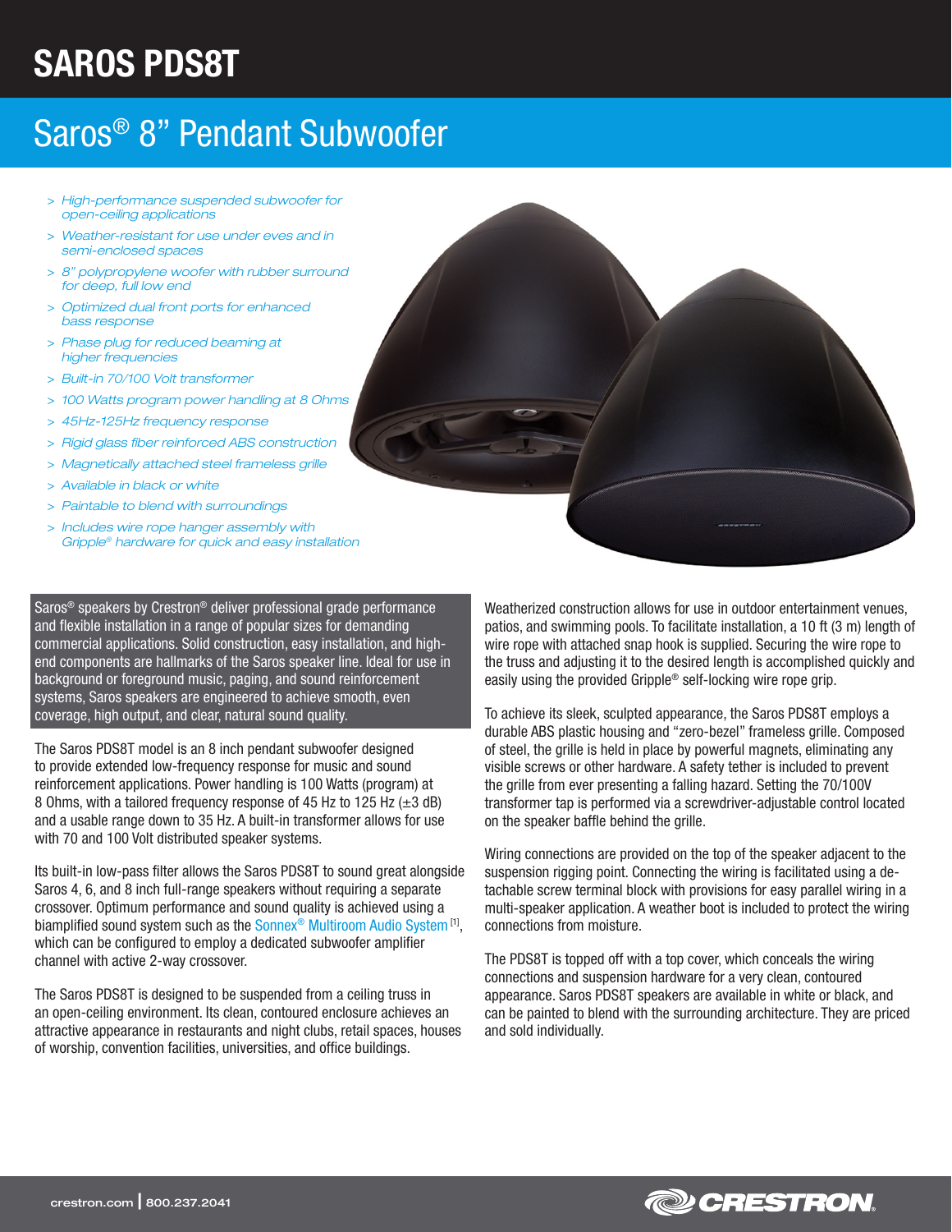# SAROS PDS8T

## Saros® 8” Pendant Subwoofer

- *High-performance suspended subwoofer for open-ceiling applications*
- *Weather-resistant for use under eves and in semi-enclosed spaces*
- *8” polypropylene woofer with rubber surround for deep, full low end*
- *Optimized dual front ports for enhanced bass response*
- *Phase plug for reduced beaming at higher frequencies*
- *Built-in 70/100 Volt transformer*
- *100 Watts program power handling at 8 Ohms*
- *45Hz-125Hz frequency response*
- *Rigid glass fiber reinforced ABS construction*
- *Magnetically attached steel frameless grille*
- *Available in black or white*
- *Paintable to blend with surroundings*
- *Includes wire rope hanger assembly with Gripple® hardware for quick and easy installation*

Saros® speakers by Crestron® deliver professional grade performance and flexible installation in a range of popular sizes for demanding commercial applications. Solid construction, easy installation, and high-end components are hallmarks of the Saros speaker line. Ideal for use in background or foreground music, paging, and sound reinforcement systems, Saros speakers are engineered to achieve smooth, even coverage, high output, and clear, natural sound quality.

The Saros PDS8T model is an 8 inch pendant subwoofer designed to provide extended low-frequency response for music and sound reinforcement applications. Power handling is 100 Watts (program) at 8 Ohms, with a tailored frequency response of 45 Hz to 125 Hz (±3 dB) and a usable range down to 35 Hz. A built-in transformer allows for use with 70 and 100 Volt distributed speaker systems.

Its built-in low-pass filter allows the Saros PDS8T to sound great alongside Saros 4, 6, and 8 inch full-range speakers without requiring a separate crossover. Optimum performance and sound quality is achieved using a biamplified sound system such as the Sonnex® Multiroom Audio System [1], which can be configured to employ a dedicated subwoofer amplifier channel with active 2-way crossover.

The Saros PDS8T is designed to be suspended from a ceiling truss in an open-ceiling environment. Its clean, contoured enclosure achieves an attractive appearance in restaurants and night clubs, retail spaces, houses of worship, convention facilities, universities, and office buildings.

Weatherized construction allows for use in outdoor entertainment venues, patios, and swimming pools. To facilitate installation, a 10 ft (3 m) length of wire rope with attached snap hook is supplied. Securing the wire rope to the truss and adjusting it to the desired length is accomplished quickly and easily using the provided Gripple® self-locking wire rope grip.

To achieve its sleek, sculpted appearance, the Saros PDS8T employs a durable ABS plastic housing and “zero-bezel” frameless grille. Composed of steel, the grille is held in place by powerful magnets, eliminating any visible screws or other hardware. A safety tether is included to prevent the grille from ever presenting a falling hazard. Setting the 70/100V transformer tap is performed via a screwdriver-adjustable control located on the speaker baffle behind the grille.

Wiring connections are provided on the top of the speaker adjacent to the suspension rigging point. Connecting the wiring is facilitated using a detachable screw terminal block with provisions for easy parallel wiring in a multi-speaker application. A weather boot is included to protect the wiring connections from moisture.

The PDS8T is topped off with a top cover, which conceals the wiring connections and suspension hardware for a very clean, contoured appearance. Saros PDS8T speakers are available in white or black, and can be painted to blend with the surrounding architecture. They are priced and sold individually.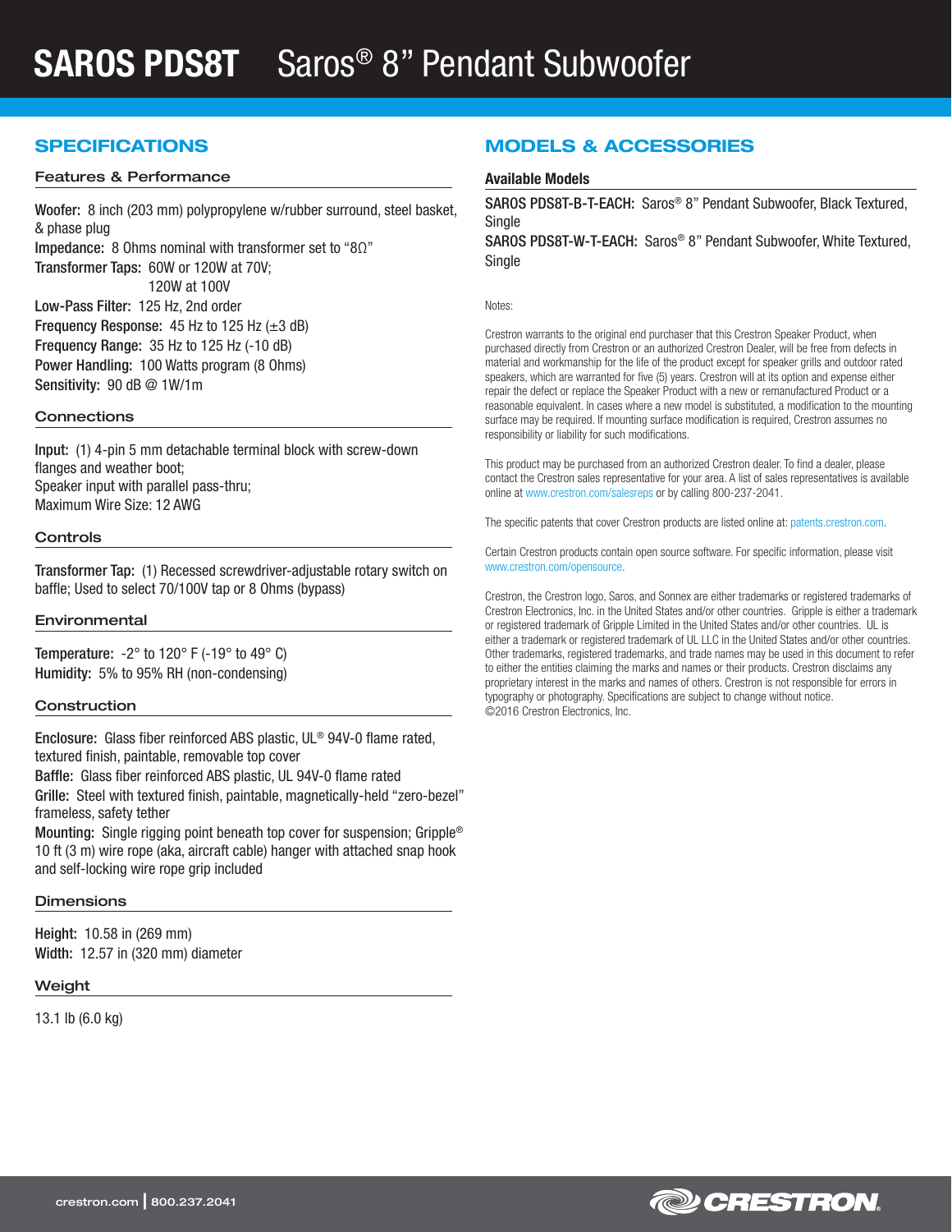# SAROS PDS8T Saros® 8" Pendant Subwoofer

## SPECIFICATIONS

### Features & Performance

**Woofer:** 8 inch (203 mm) polypropylene w/rubber surround, steel basket, & phase plug
**Impedance:** 8 Ohms nominal with transformer set to "8Ω"
**Transformer Taps:** 60W or 120W at 70V;
120W at 100V
**Low-Pass Filter:** 125 Hz, 2nd order
**Frequency Response:** 45 Hz to 125 Hz (±3 dB)
**Frequency Range:** 35 Hz to 125 Hz (-10 dB)
**Power Handling:** 100 Watts program (8 Ohms)
**Sensitivity:** 90 dB @ 1W/1m

### Connections

**Input:** (1) 4-pin 5 mm detachable terminal block with screw-down flanges and weather boot;
Speaker input with parallel pass-thru;
Maximum Wire Size: 12 AWG

### Controls

**Transformer Tap:** (1) Recessed screwdriver-adjustable rotary switch on baffle; Used to select 70/100V tap or 8 Ohms (bypass)

### Environmental

**Temperature:** -2° to 120° F (-19° to 49° C)
**Humidity:** 5% to 95% RH (non-condensing)

### Construction

**Enclosure:** Glass fiber reinforced ABS plastic, UL® 94V-0 flame rated, textured finish, paintable, removable top cover
**Baffle:** Glass fiber reinforced ABS plastic, UL 94V-0 flame rated
**Grille:** Steel with textured finish, paintable, magnetically-held "zero-bezel" frameless, safety tether
**Mounting:** Single rigging point beneath top cover for suspension; Gripple® 10 ft (3 m) wire rope (aka, aircraft cable) hanger with attached snap hook and self-locking wire rope grip included

### Dimensions

**Height:** 10.58 in (269 mm)
**Width:** 12.57 in (320 mm) diameter

### Weight

13.1 lb (6.0 kg)

## MODELS & ACCESSORIES

### Available Models

**SAROS PDS8T-B-T-EACH:** Saros® 8" Pendant Subwoofer, Black Textured, Single
**SAROS PDS8T-W-T-EACH:** Saros® 8" Pendant Subwoofer, White Textured, Single

Notes:

Crestron warrants to the original end purchaser that this Crestron Speaker Product, when purchased directly from Crestron or an authorized Crestron Dealer, will be free from defects in material and workmanship for the life of the product except for speaker grills and outdoor rated speakers, which are warranted for five (5) years. Crestron will at its option and expense either repair the defect or replace the Speaker Product with a new or remanufactured Product or a reasonable equivalent. In cases where a new model is substituted, a modification to the mounting surface may be required. If mounting surface modification is required, Crestron assumes no responsibility or liability for such modifications.

This product may be purchased from an authorized Crestron dealer. To find a dealer, please contact the Crestron sales representative for your area. A list of sales representatives is available online at www.crestron.com/salesreps or by calling 800-237-2041.

The specific patents that cover Crestron products are listed online at: patents.crestron.com.

Certain Crestron products contain open source software. For specific information, please visit www.crestron.com/opensource.

Crestron, the Crestron logo, Saros, and Sonnex are either trademarks or registered trademarks of Crestron Electronics, Inc. in the United States and/or other countries. Gripple is either a trademark or registered trademark of Gripple Limited in the United States and/or other countries. UL is either a trademark or registered trademark of UL LLC in the United States and/or other countries. Other trademarks, registered trademarks, and trade names may be used in this document to refer to either the entities claiming the marks and names or their products. Crestron disclaims any proprietary interest in the marks and names of others. Crestron is not responsible for errors in typography or photography. Specifications are subject to change without notice.
©2016 Crestron Electronics, Inc.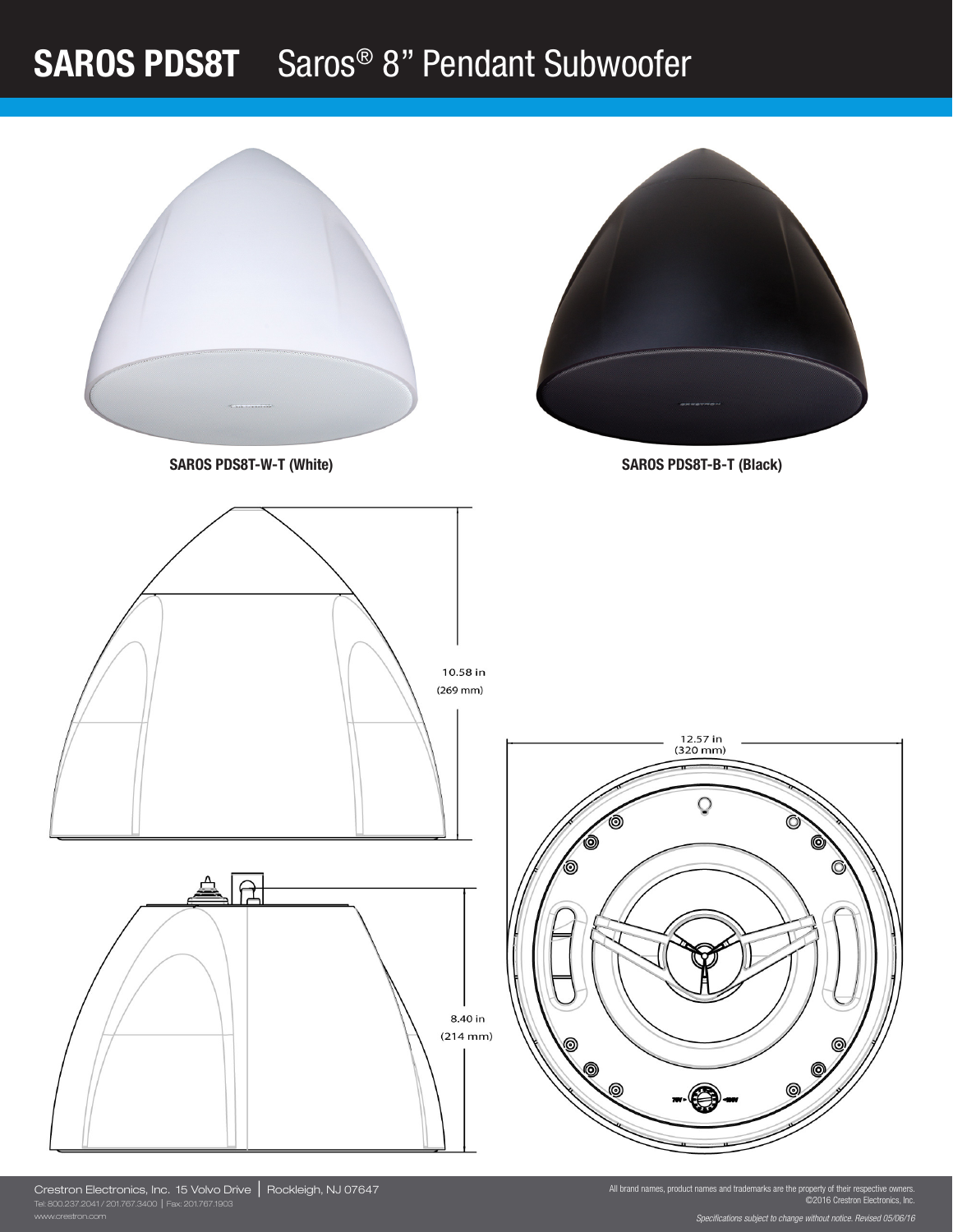# SAROS PDS8T Saros® 8" Pendant Subwoofer

**SAROS PDS8T-W-T (White)**

**SAROS PDS8T-B-T (Black)**

10.58 in
(269 mm)

12.57 in
(320 mm)

8.40 in
(214 mm)

Crestron Electronics, Inc. 15 Volvo Drive | Rockleigh, NJ 07647
Tel: 800.237.2041 / 201.767.3400 | Fax: 201.767.1903
www.crestron.com

All brand names, product names and trademarks are the property of their respective owners.
©2016 Crestron Electronics, Inc.

*Specifications subject to change without notice. Revised 05/06/16*